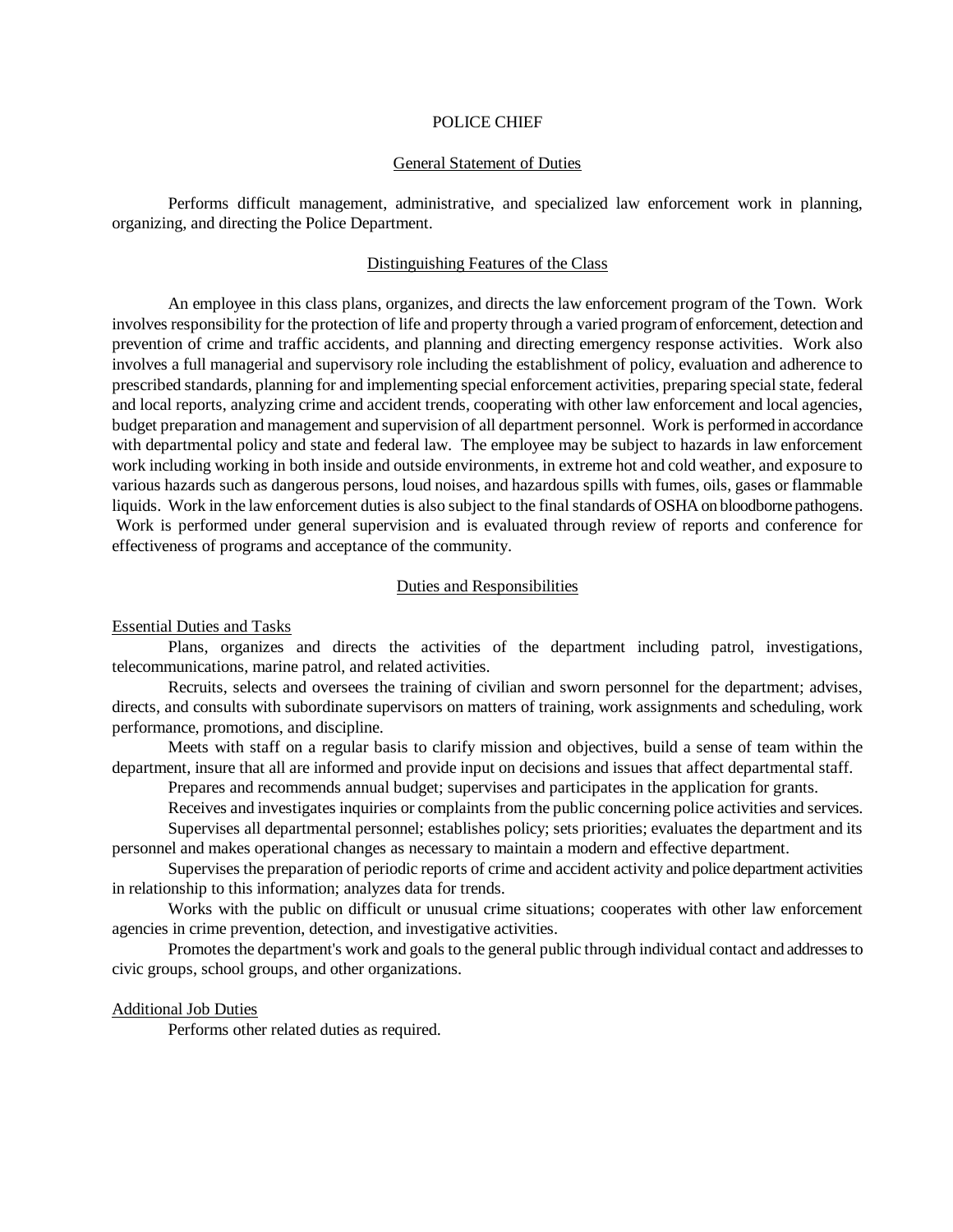# POLICE CHIEF

## General Statement of Duties

Performs difficult management, administrative, and specialized law enforcement work in planning, organizing, and directing the Police Department.

## Distinguishing Features of the Class

An employee in this class plans, organizes, and directs the law enforcement program of the Town. Work involves responsibility for the protection of life and property through a varied program of enforcement, detection and prevention of crime and traffic accidents, and planning and directing emergency response activities. Work also involves a full managerial and supervisory role including the establishment of policy, evaluation and adherence to prescribed standards, planning for and implementing special enforcement activities, preparing special state, federal and local reports, analyzing crime and accident trends, cooperating with other law enforcement and local agencies, budget preparation and management and supervision of all department personnel. Work is performed in accordance with departmental policy and state and federal law. The employee may be subject to hazards in law enforcement work including working in both inside and outside environments, in extreme hot and cold weather, and exposure to various hazards such as dangerous persons, loud noises, and hazardous spills with fumes, oils, gases or flammable liquids. Work in the law enforcement duties is also subject to the final standards of OSHA on bloodborne pathogens. Work is performed under general supervision and is evaluated through review of reports and conference for effectiveness of programs and acceptance of the community.

## Duties and Responsibilities

### Essential Duties and Tasks

Plans, organizes and directs the activities of the department including patrol, investigations, telecommunications, marine patrol, and related activities.

Recruits, selects and oversees the training of civilian and sworn personnel for the department; advises, directs, and consults with subordinate supervisors on matters of training, work assignments and scheduling, work performance, promotions, and discipline.

Meets with staff on a regular basis to clarify mission and objectives, build a sense of team within the department, insure that all are informed and provide input on decisions and issues that affect departmental staff.

Prepares and recommends annual budget; supervises and participates in the application for grants.

Receives and investigates inquiries or complaints from the public concerning police activities and services.

Supervises all departmental personnel; establishes policy; sets priorities; evaluates the department and its personnel and makes operational changes as necessary to maintain a modern and effective department.

Supervises the preparation of periodic reports of crime and accident activity and police department activities in relationship to this information; analyzes data for trends.

Works with the public on difficult or unusual crime situations; cooperates with other law enforcement agencies in crime prevention, detection, and investigative activities.

Promotes the department's work and goals to the general public through individual contact and addresses to civic groups, school groups, and other organizations.

### Additional Job Duties

Performs other related duties as required.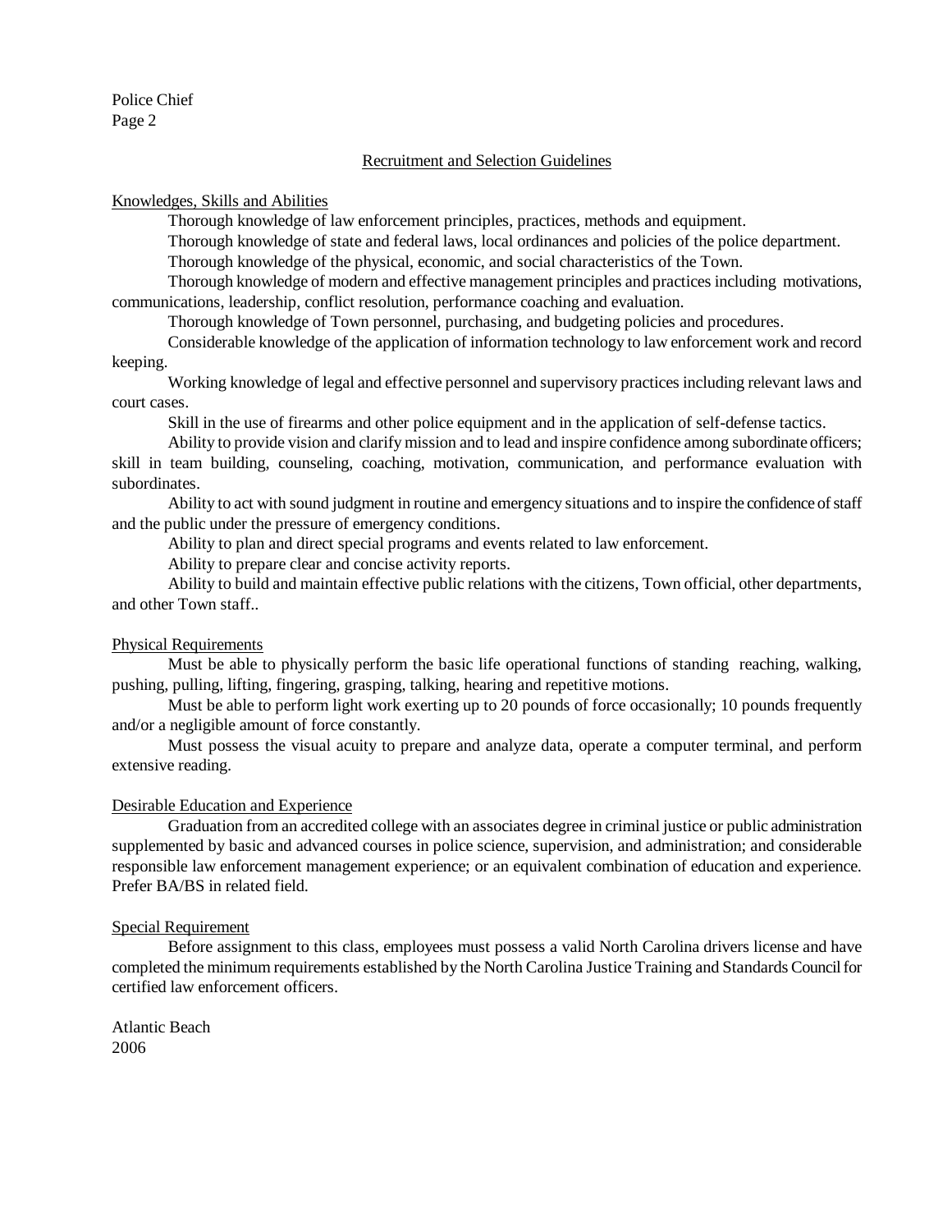## Recruitment and Selection Guidelines

### Knowledges, Skills and Abilities

Thorough knowledge of law enforcement principles, practices, methods and equipment.

Thorough knowledge of state and federal laws, local ordinances and policies of the police department.

Thorough knowledge of the physical, economic, and social characteristics of the Town.

Thorough knowledge of modern and effective management principles and practices including motivations, communications, leadership, conflict resolution, performance coaching and evaluation.

Thorough knowledge of Town personnel, purchasing, and budgeting policies and procedures.

Considerable knowledge of the application of information technology to law enforcement work and record keeping.

Working knowledge of legal and effective personnel and supervisory practices including relevant laws and court cases.

Skill in the use of firearms and other police equipment and in the application of self-defense tactics.

Ability to provide vision and clarify mission and to lead and inspire confidence among subordinate officers; skill in team building, counseling, coaching, motivation, communication, and performance evaluation with subordinates.

Ability to act with sound judgment in routine and emergency situations and to inspire the confidence of staff and the public under the pressure of emergency conditions.

Ability to plan and direct special programs and events related to law enforcement.

Ability to prepare clear and concise activity reports.

Ability to build and maintain effective public relations with the citizens, Town official, other departments, and other Town staff..

### Physical Requirements

Must be able to physically perform the basic life operational functions of standing reaching, walking, pushing, pulling, lifting, fingering, grasping, talking, hearing and repetitive motions.

Must be able to perform light work exerting up to 20 pounds of force occasionally; 10 pounds frequently and/or a negligible amount of force constantly.

Must possess the visual acuity to prepare and analyze data, operate a computer terminal, and perform extensive reading.

### Desirable Education and Experience

Graduation from an accredited college with an associates degree in criminal justice or public administration supplemented by basic and advanced courses in police science, supervision, and administration; and considerable responsible law enforcement management experience; or an equivalent combination of education and experience. Prefer BA/BS in related field.

### Special Requirement

Before assignment to this class, employees must possess a valid North Carolina drivers license and have completed the minimum requirements established by the North Carolina Justice Training and Standards Council for certified law enforcement officers.

Atlantic Beach
2006